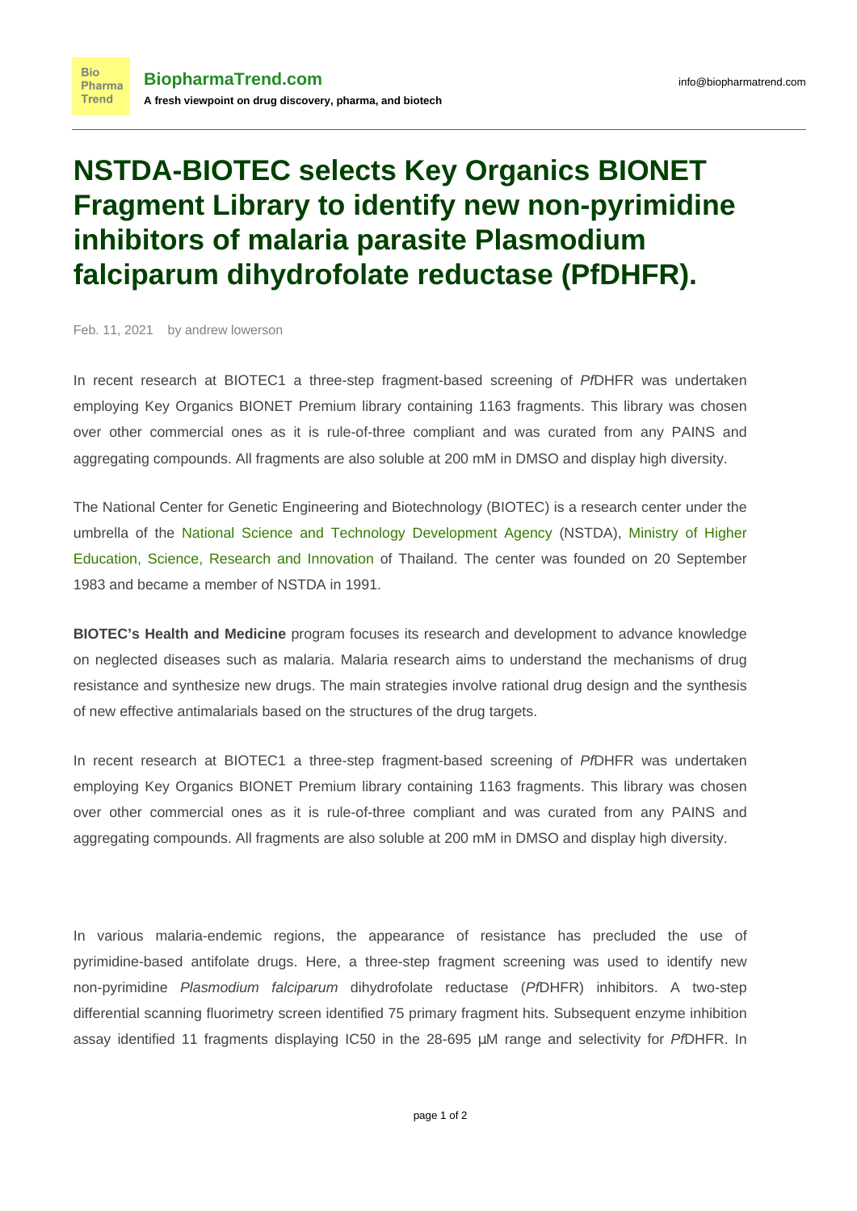# NSTDA-BIOTEC selects Key Organics BIONET Fragment Library to identify new non-pyrimidine inhibitors of malaria parasite Plasmodium falciparum dihydrofolate reductase (PfDHFR).

Feb. 11, 2021 by andrew lowerson

In recent research at BIOTEC1 a three-step fragment-based screening of *Pf*DHFR was undertaken employing Key Organics BIONET Premium library containing 1163 fragments. This library was chosen over other commercial ones as it is rule-of-three compliant and was curated from any PAINS and aggregating compounds. All fragments are also soluble at 200 mM in DMSO and display high diversity.

The National Center for Genetic Engineering and Biotechnology (BIOTEC) is a research center under the umbrella of the National Science and Technology Development Agency (NSTDA), Ministry of Higher Education, Science, Research and Innovation of Thailand. The center was founded on 20 September 1983 and became a member of NSTDA in 1991.

**BIOTEC's Health and Medicine** program focuses its research and development to advance knowledge on neglected diseases such as malaria. Malaria research aims to understand the mechanisms of drug resistance and synthesize new drugs. The main strategies involve rational drug design and the synthesis of new effective antimalarials based on the structures of the drug targets.

In recent research at BIOTEC1 a three-step fragment-based screening of *Pf*DHFR was undertaken employing Key Organics BIONET Premium library containing 1163 fragments. This library was chosen over other commercial ones as it is rule-of-three compliant and was curated from any PAINS and aggregating compounds. All fragments are also soluble at 200 mM in DMSO and display high diversity.

In various malaria-endemic regions, the appearance of resistance has precluded the use of pyrimidine-based antifolate drugs. Here, a three-step fragment screening was used to identify new non-pyrimidine *Plasmodium falciparum* dihydrofolate reductase (*Pf*DHFR) inhibitors. A two-step differential scanning fluorimetry screen identified 75 primary fragment hits. Subsequent enzyme inhibition assay identified 11 fragments displaying IC50 in the 28-695 µM range and selectivity for *Pf*DHFR. In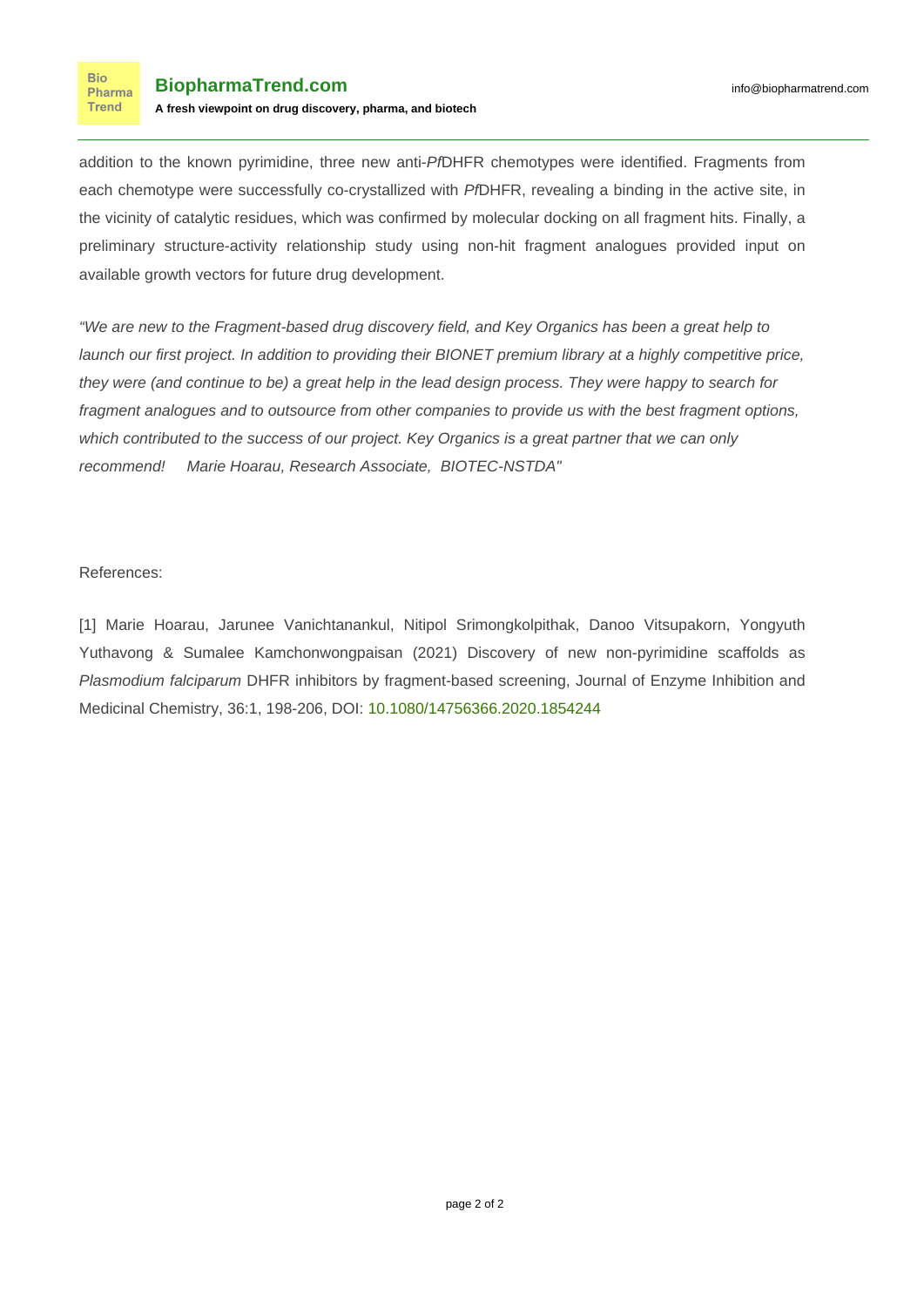addition to the known pyrimidine, three new anti-*Pf*DHFR chemotypes were identified. Fragments from each chemotype were successfully co-crystallized with *Pf*DHFR, revealing a binding in the active site, in the vicinity of catalytic residues, which was confirmed by molecular docking on all fragment hits. Finally, a preliminary structure-activity relationship study using non-hit fragment analogues provided input on available growth vectors for future drug development.

*"We are new to the Fragment-based drug discovery field, and Key Organics has been a great help to launch our first project. In addition to providing their BIONET premium library at a highly competitive price, they were (and continue to be) a great help in the lead design process. They were happy to search for fragment analogues and to outsource from other companies to provide us with the best fragment options, which contributed to the success of our project. Key Organics is a great partner that we can only recommend!     Marie Hoarau, Research Associate,  BIOTEC-NSTDA"*

References:

[1] Marie Hoarau, Jarunee Vanichtanankul, Nitipol Srimongkolpithak, Danoo Vitsupakorn, Yongyuth Yuthavong & Sumalee Kamchonwongpaisan (2021) Discovery of new non-pyrimidine scaffolds as *Plasmodium falciparum* DHFR inhibitors by fragment-based screening, Journal of Enzyme Inhibition and Medicinal Chemistry, 36:1, 198-206, DOI: 10.1080/14756366.2020.1854244